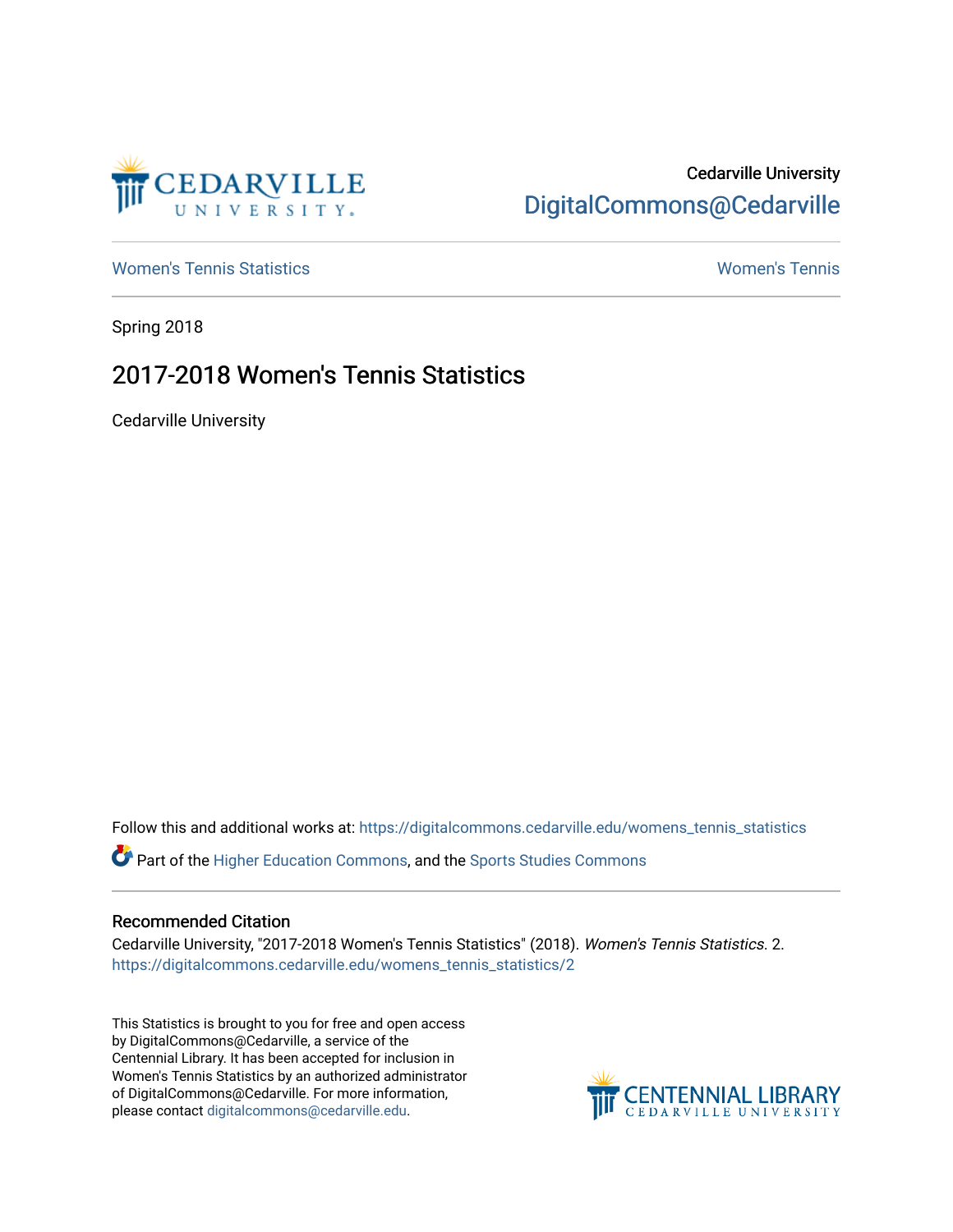Cedarville University

DigitalCommons@Cedarville

Women's Tennis Statistics

Women's Tennis

Spring 2018

# 2017-2018 Women's Tennis Statistics

Cedarville University

Follow this and additional works at: https://digitalcommons.cedarville.edu/womens_tennis_statistics

Part of the Higher Education Commons, and the Sports Studies Commons

## Recommended Citation

Cedarville University, "2017-2018 Women's Tennis Statistics" (2018). *Women's Tennis Statistics*. 2.
https://digitalcommons.cedarville.edu/womens_tennis_statistics/2

This Statistics is brought to you for free and open access by DigitalCommons@Cedarville, a service of the Centennial Library. It has been accepted for inclusion in Women's Tennis Statistics by an authorized administrator of DigitalCommons@Cedarville. For more information, please contact digitalcommons@cedarville.edu.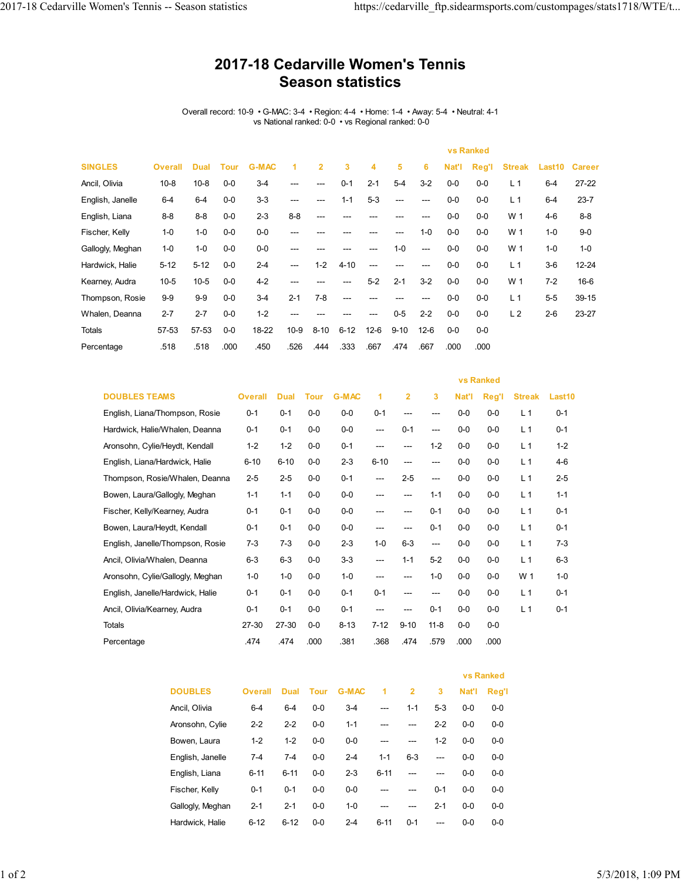# 2017-18 Cedarville Women's Tennis
# Season statistics

Overall record: 10-9 • G-MAC: 3-4 • Region: 4-4 • Home: 1-4 • Away: 5-4 • Neutral: 4-1
vs National ranked: 0-0 • vs Regional ranked: 0-0

| | | | | | | | | | | | vs Ranked | | | | |
|---|---|---|---|---|---|---|---|---|---|---|---|---|---|---|---|
| **SINGLES** | **Overall** | **Dual** | **Tour** | **G-MAC** | **1** | **2** | **3** | **4** | **5** | **6** | **Nat'l** | **Reg'l** | **Streak** | **Last10** | **Career** |
| Ancil, Olivia | 10-8 | 10-8 | 0-0 | 3-4 | --- | --- | 0-1 | 2-1 | 5-4 | 3-2 | 0-0 | 0-0 | L 1 | 6-4 | 27-22 |
| English, Janelle | 6-4 | 6-4 | 0-0 | 3-3 | --- | --- | 1-1 | 5-3 | --- | --- | 0-0 | 0-0 | L 1 | 6-4 | 23-7 |
| English, Liana | 8-8 | 8-8 | 0-0 | 2-3 | 8-8 | --- | --- | --- | --- | --- | 0-0 | 0-0 | W 1 | 4-6 | 8-8 |
| Fischer, Kelly | 1-0 | 1-0 | 0-0 | 0-0 | --- | --- | --- | --- | --- | 1-0 | 0-0 | 0-0 | W 1 | 1-0 | 9-0 |
| Gallogly, Meghan | 1-0 | 1-0 | 0-0 | 0-0 | --- | --- | --- | --- | 1-0 | --- | 0-0 | 0-0 | W 1 | 1-0 | 1-0 |
| Hardwick, Halie | 5-12 | 5-12 | 0-0 | 2-4 | --- | 1-2 | 4-10 | --- | --- | --- | 0-0 | 0-0 | L 1 | 3-6 | 12-24 |
| Kearney, Audra | 10-5 | 10-5 | 0-0 | 4-2 | --- | --- | --- | 5-2 | 2-1 | 3-2 | 0-0 | 0-0 | W 1 | 7-2 | 16-6 |
| Thompson, Rosie | 9-9 | 9-9 | 0-0 | 3-4 | 2-1 | 7-8 | --- | --- | --- | --- | 0-0 | 0-0 | L 1 | 5-5 | 39-15 |
| Whalen, Deanna | 2-7 | 2-7 | 0-0 | 1-2 | --- | --- | --- | --- | 0-5 | 2-2 | 0-0 | 0-0 | L 2 | 2-6 | 23-27 |
| Totals | 57-53 | 57-53 | 0-0 | 18-22 | 10-9 | 8-10 | 6-12 | 12-6 | 9-10 | 12-6 | 0-0 | 0-0 | | | |
| Percentage | .518 | .518 | .000 | .450 | .526 | .444 | .333 | .667 | .474 | .667 | .000 | .000 | | | |

| | | | | | | | | vs Ranked | | | |
|---|---|---|---|---|---|---|---|---|---|---|---|
| **DOUBLES TEAMS** | **Overall** | **Dual** | **Tour** | **G-MAC** | **1** | **2** | **3** | **Nat'l** | **Reg'l** | **Streak** | **Last10** |
| English, Liana/Thompson, Rosie | 0-1 | 0-1 | 0-0 | 0-0 | 0-1 | --- | --- | 0-0 | 0-0 | L 1 | 0-1 |
| Hardwick, Halie/Whalen, Deanna | 0-1 | 0-1 | 0-0 | 0-0 | --- | 0-1 | --- | 0-0 | 0-0 | L 1 | 0-1 |
| Aronsohn, Cylie/Heydt, Kendall | 1-2 | 1-2 | 0-0 | 0-1 | --- | --- | 1-2 | 0-0 | 0-0 | L 1 | 1-2 |
| English, Liana/Hardwick, Halie | 6-10 | 6-10 | 0-0 | 2-3 | 6-10 | --- | --- | 0-0 | 0-0 | L 1 | 4-6 |
| Thompson, Rosie/Whalen, Deanna | 2-5 | 2-5 | 0-0 | 0-1 | --- | 2-5 | --- | 0-0 | 0-0 | L 1 | 2-5 |
| Bowen, Laura/Gallogly, Meghan | 1-1 | 1-1 | 0-0 | 0-0 | --- | --- | 1-1 | 0-0 | 0-0 | L 1 | 1-1 |
| Fischer, Kelly/Kearney, Audra | 0-1 | 0-1 | 0-0 | 0-0 | --- | --- | 0-1 | 0-0 | 0-0 | L 1 | 0-1 |
| Bowen, Laura/Heydt, Kendall | 0-1 | 0-1 | 0-0 | 0-0 | --- | --- | 0-1 | 0-0 | 0-0 | L 1 | 0-1 |
| English, Janelle/Thompson, Rosie | 7-3 | 7-3 | 0-0 | 2-3 | 1-0 | 6-3 | --- | 0-0 | 0-0 | L 1 | 7-3 |
| Ancil, Olivia/Whalen, Deanna | 6-3 | 6-3 | 0-0 | 3-3 | --- | 1-1 | 5-2 | 0-0 | 0-0 | L 1 | 6-3 |
| Aronsohn, Cylie/Gallogly, Meghan | 1-0 | 1-0 | 0-0 | 1-0 | --- | --- | 1-0 | 0-0 | 0-0 | W 1 | 1-0 |
| English, Janelle/Hardwick, Halie | 0-1 | 0-1 | 0-0 | 0-1 | 0-1 | --- | --- | 0-0 | 0-0 | L 1 | 0-1 |
| Ancil, Olivia/Kearney, Audra | 0-1 | 0-1 | 0-0 | 0-1 | --- | --- | 0-1 | 0-0 | 0-0 | L 1 | 0-1 |
| Totals | 27-30 | 27-30 | 0-0 | 8-13 | 7-12 | 9-10 | 11-8 | 0-0 | 0-0 | | |
| Percentage | .474 | .474 | .000 | .381 | .368 | .474 | .579 | .000 | .000 | | |

| | | | | | | | | vs Ranked | |
|---|---|---|---|---|---|---|---|---|---|
| **DOUBLES** | **Overall** | **Dual** | **Tour** | **G-MAC** | **1** | **2** | **3** | **Nat'l** | **Reg'l** |
| Ancil, Olivia | 6-4 | 6-4 | 0-0 | 3-4 | --- | 1-1 | 5-3 | 0-0 | 0-0 |
| Aronsohn, Cylie | 2-2 | 2-2 | 0-0 | 1-1 | --- | --- | 2-2 | 0-0 | 0-0 |
| Bowen, Laura | 1-2 | 1-2 | 0-0 | 0-0 | --- | --- | 1-2 | 0-0 | 0-0 |
| English, Janelle | 7-4 | 7-4 | 0-0 | 2-4 | 1-1 | 6-3 | --- | 0-0 | 0-0 |
| English, Liana | 6-11 | 6-11 | 0-0 | 2-3 | 6-11 | --- | --- | 0-0 | 0-0 |
| Fischer, Kelly | 0-1 | 0-1 | 0-0 | 0-0 | --- | --- | 0-1 | 0-0 | 0-0 |
| Gallogly, Meghan | 2-1 | 2-1 | 0-0 | 1-0 | --- | --- | 2-1 | 0-0 | 0-0 |
| Hardwick, Halie | 6-12 | 6-12 | 0-0 | 2-4 | 6-11 | 0-1 | --- | 0-0 | 0-0 |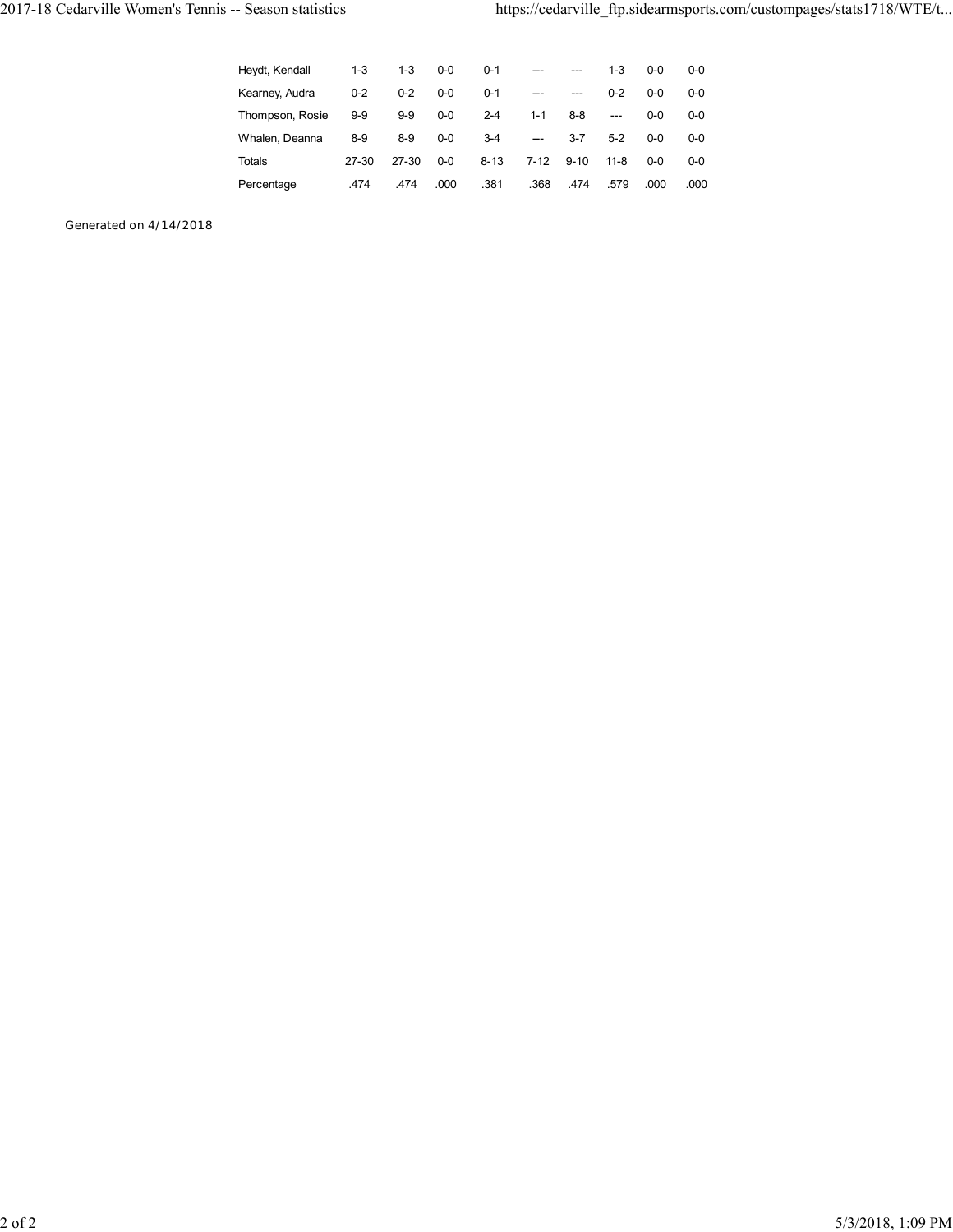| | | | | | | | | | |
|---|---|---|---|---|---|---|---|---|---|
| Heydt, Kendall | 1-3 | 1-3 | 0-0 | 0-1 | --- | --- | 1-3 | 0-0 | 0-0 |
| Kearney, Audra | 0-2 | 0-2 | 0-0 | 0-1 | --- | --- | 0-2 | 0-0 | 0-0 |
| Thompson, Rosie | 9-9 | 9-9 | 0-0 | 2-4 | 1-1 | 8-8 | --- | 0-0 | 0-0 |
| Whalen, Deanna | 8-9 | 8-9 | 0-0 | 3-4 | --- | 3-7 | 5-2 | 0-0 | 0-0 |
| Totals | 27-30 | 27-30 | 0-0 | 8-13 | 7-12 | 9-10 | 11-8 | 0-0 | 0-0 |
| Percentage | .474 | .474 | .000 | .381 | .368 | .474 | .579 | .000 | .000 |

Generated on 4/14/2018